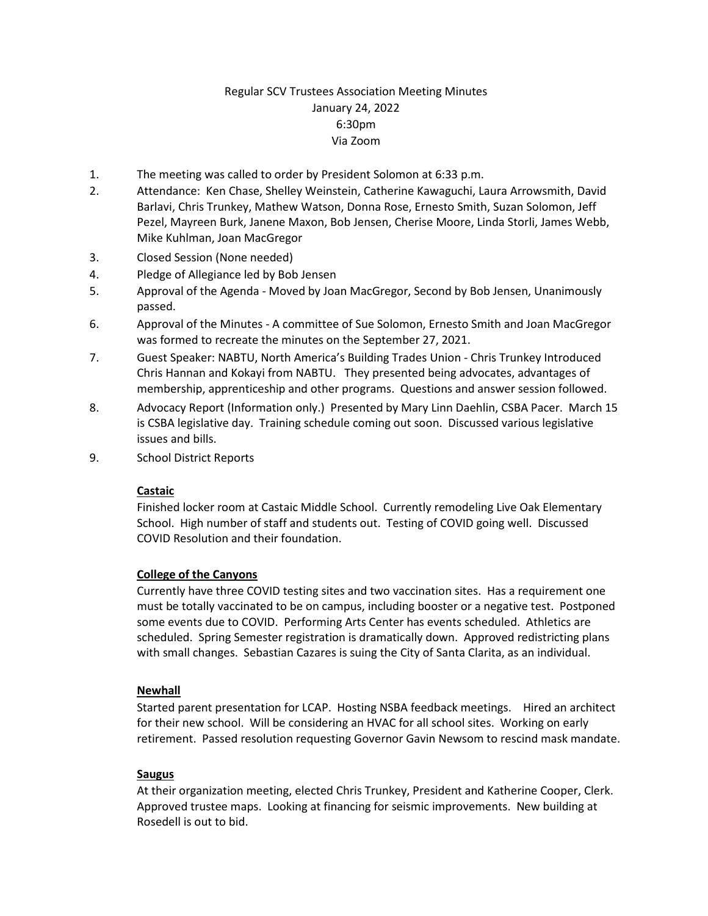Regular SCV Trustees Association Meeting Minutes
January 24, 2022
6:30pm
Via Zoom

1. The meeting was called to order by President Solomon at 6:33 p.m.
2. Attendance: Ken Chase, Shelley Weinstein, Catherine Kawaguchi, Laura Arrowsmith, David Barlavi, Chris Trunkey, Mathew Watson, Donna Rose, Ernesto Smith, Suzan Solomon, Jeff Pezel, Mayreen Burk, Janene Maxon, Bob Jensen, Cherise Moore, Linda Storli, James Webb, Mike Kuhlman, Joan MacGregor
3. Closed Session (None needed)
4. Pledge of Allegiance led by Bob Jensen
5. Approval of the Agenda - Moved by Joan MacGregor, Second by Bob Jensen, Unanimously passed.
6. Approval of the Minutes - A committee of Sue Solomon, Ernesto Smith and Joan MacGregor was formed to recreate the minutes on the September 27, 2021.
7. Guest Speaker: NABTU, North America's Building Trades Union - Chris Trunkey Introduced Chris Hannan and Kokayi from NABTU. They presented being advocates, advantages of membership, apprenticeship and other programs. Questions and answer session followed.
8. Advocacy Report (Information only.) Presented by Mary Linn Daehlin, CSBA Pacer. March 15 is CSBA legislative day. Training schedule coming out soon. Discussed various legislative issues and bills.
9. School District Reports

**Castaic**

Finished locker room at Castaic Middle School. Currently remodeling Live Oak Elementary School. High number of staff and students out. Testing of COVID going well. Discussed COVID Resolution and their foundation.

**College of the Canyons**

Currently have three COVID testing sites and two vaccination sites. Has a requirement one must be totally vaccinated to be on campus, including booster or a negative test. Postponed some events due to COVID. Performing Arts Center has events scheduled. Athletics are scheduled. Spring Semester registration is dramatically down. Approved redistricting plans with small changes. Sebastian Cazares is suing the City of Santa Clarita, as an individual.

**Newhall**

Started parent presentation for LCAP. Hosting NSBA feedback meetings. Hired an architect for their new school. Will be considering an HVAC for all school sites. Working on early retirement. Passed resolution requesting Governor Gavin Newsom to rescind mask mandate.

**Saugus**

At their organization meeting, elected Chris Trunkey, President and Katherine Cooper, Clerk. Approved trustee maps. Looking at financing for seismic improvements. New building at Rosedell is out to bid.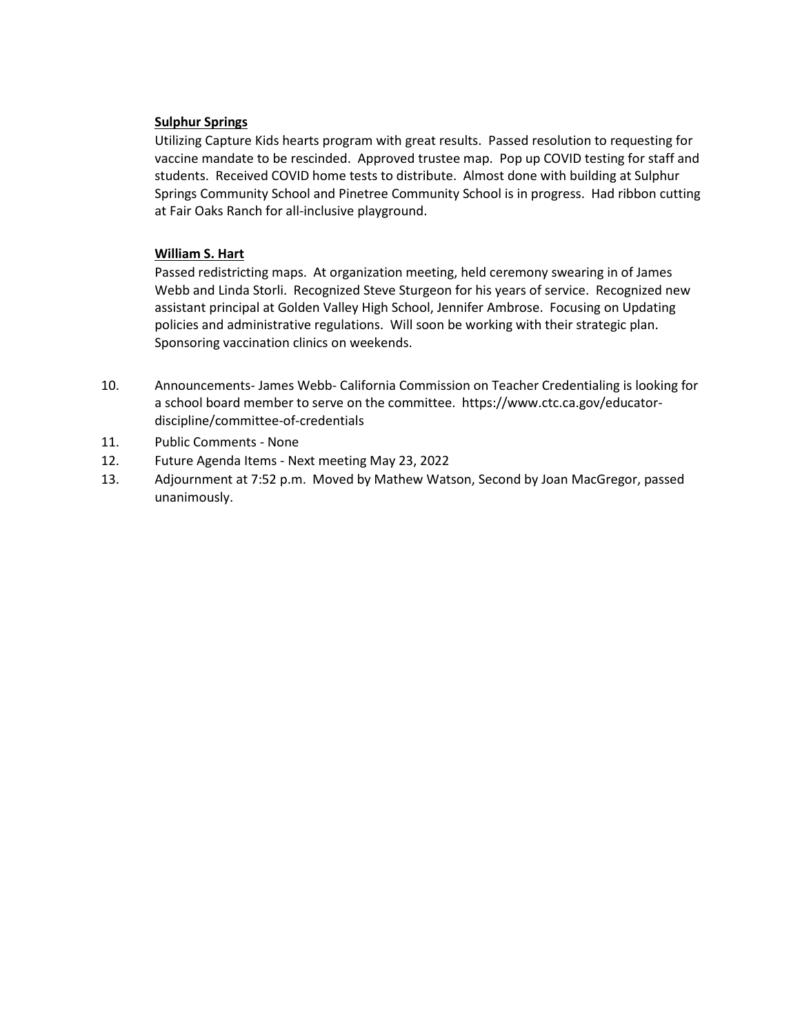**Sulphur Springs**

Utilizing Capture Kids hearts program with great results. Passed resolution to requesting for vaccine mandate to be rescinded. Approved trustee map. Pop up COVID testing for staff and students. Received COVID home tests to distribute. Almost done with building at Sulphur Springs Community School and Pinetree Community School is in progress. Had ribbon cutting at Fair Oaks Ranch for all-inclusive playground.

**William S. Hart**

Passed redistricting maps. At organization meeting, held ceremony swearing in of James Webb and Linda Storli. Recognized Steve Sturgeon for his years of service. Recognized new assistant principal at Golden Valley High School, Jennifer Ambrose. Focusing on Updating policies and administrative regulations. Will soon be working with their strategic plan. Sponsoring vaccination clinics on weekends.

10. Announcements- James Webb- California Commission on Teacher Credentialing is looking for a school board member to serve on the committee. https://www.ctc.ca.gov/educator-discipline/committee-of-credentials
11. Public Comments - None
12. Future Agenda Items - Next meeting May 23, 2022
13. Adjournment at 7:52 p.m. Moved by Mathew Watson, Second by Joan MacGregor, passed unanimously.